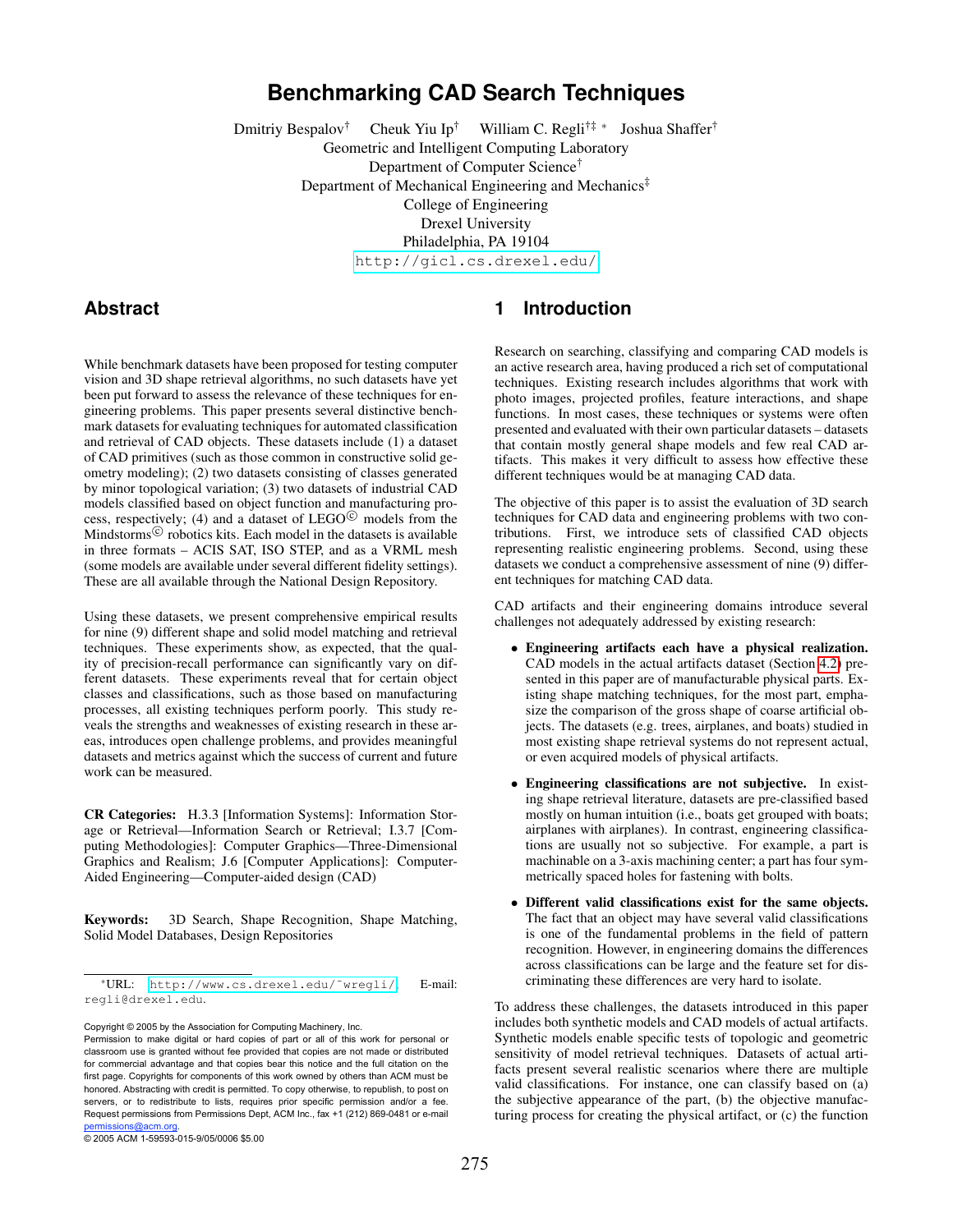# Benchmarking CAD Search Techniques

Dmitriy Bespalov[†] Cheuk Yiu Ip[†] William C. Regli[†‡ *] Joshua Shaffer[†]

Geometric and Intelligent Computing Laboratory
Department of Computer Science[†]
Department of Mechanical Engineering and Mechanics[‡]
College of Engineering
Drexel University
Philadelphia, PA 19104
http://gicl.cs.drexel.edu/

## Abstract

While benchmark datasets have been proposed for testing computer vision and 3D shape retrieval algorithms, no such datasets have yet been put forward to assess the relevance of these techniques for engineering problems. This paper presents several distinctive benchmark datasets for evaluating techniques for automated classification and retrieval of CAD objects. These datasets include (1) a dataset of CAD primitives (such as those common in constructive solid geometry modeling); (2) two datasets consisting of classes generated by minor topological variation; (3) two datasets of industrial CAD models classified based on object function and manufacturing process, respectively; (4) and a dataset of LEGO© models from the Mindstorms© robotics kits. Each model in the datasets is available in three formats – ACIS SAT, ISO STEP, and as a VRML mesh (some models are available under several different fidelity settings). These are all available through the National Design Repository.

Using these datasets, we present comprehensive empirical results for nine (9) different shape and solid model matching and retrieval techniques. These experiments show, as expected, that the quality of precision-recall performance can significantly vary on different datasets. These experiments reveal that for certain object classes and classifications, such as those based on manufacturing processes, all existing techniques perform poorly. This study reveals the strengths and weaknesses of existing research in these areas, introduces open challenge problems, and provides meaningful datasets and metrics against which the success of current and future work can be measured.

**CR Categories:** H.3.3 [Information Systems]: Information Storage or Retrieval—Information Search or Retrieval; I.3.7 [Computing Methodologies]: Computer Graphics—Three-Dimensional Graphics and Realism; J.6 [Computer Applications]: Computer-Aided Engineering—Computer-aided design (CAD)

**Keywords:** 3D Search, Shape Recognition, Shape Matching, Solid Model Databases, Design Repositories

*URL: http://www.cs.drexel.edu/~wregli/ E-mail: regli@drexel.edu.

Copyright © 2005 by the Association for Computing Machinery, Inc.
Permission to make digital or hard copies of part or all of this work for personal or classroom use is granted without fee provided that copies are not made or distributed for commercial advantage and that copies bear this notice and the full citation on the first page. Copyrights for components of this work owned by others than ACM must be honored. Abstracting with credit is permitted. To copy otherwise, to republish, to post on servers, or to redistribute to lists, requires prior specific permission and/or a fee. Request permissions from Permissions Dept, ACM Inc., fax +1 (212) 869-0481 or e-mail permissions@acm.org.
© 2005 ACM 1-59593-015-9/05/0006 $5.00

## 1 Introduction

Research on searching, classifying and comparing CAD models is an active research area, having produced a rich set of computational techniques. Existing research includes algorithms that work with photo images, projected profiles, feature interactions, and shape functions. In most cases, these techniques or systems were often presented and evaluated with their own particular datasets – datasets that contain mostly general shape models and few real CAD artifacts. This makes it very difficult to assess how effective these different techniques would be at managing CAD data.

The objective of this paper is to assist the evaluation of 3D search techniques for CAD data and engineering problems with two contributions. First, we introduce sets of classified CAD objects representing realistic engineering problems. Second, using these datasets we conduct a comprehensive assessment of nine (9) different techniques for matching CAD data.

CAD artifacts and their engineering domains introduce several challenges not adequately addressed by existing research:

- **Engineering artifacts each have a physical realization.** CAD models in the actual artifacts dataset (Section 4.2) presented in this paper are of manufacturable physical parts. Existing shape matching techniques, for the most part, emphasize the comparison of the gross shape of coarse artificial objects. The datasets (e.g. trees, airplanes, and boats) studied in most existing shape retrieval systems do not represent actual, or even acquired models of physical artifacts.
- **Engineering classifications are not subjective.** In existing shape retrieval literature, datasets are pre-classified based mostly on human intuition (i.e., boats get grouped with boats; airplanes with airplanes). In contrast, engineering classifications are usually not so subjective. For example, a part is machinable on a 3-axis machining center; a part has four symmetrically spaced holes for fastening with bolts.
- **Different valid classifications exist for the same objects.** The fact that an object may have several valid classifications is one of the fundamental problems in the field of pattern recognition. However, in engineering domains the differences across classifications can be large and the feature set for discriminating these differences are very hard to isolate.

To address these challenges, the datasets introduced in this paper includes both synthetic models and CAD models of actual artifacts. Synthetic models enable specific tests of topologic and geometric sensitivity of model retrieval techniques. Datasets of actual artifacts present several realistic scenarios where there are multiple valid classifications. For instance, one can classify based on (a) the subjective appearance of the part, (b) the objective manufacturing process for creating the physical artifact, or (c) the function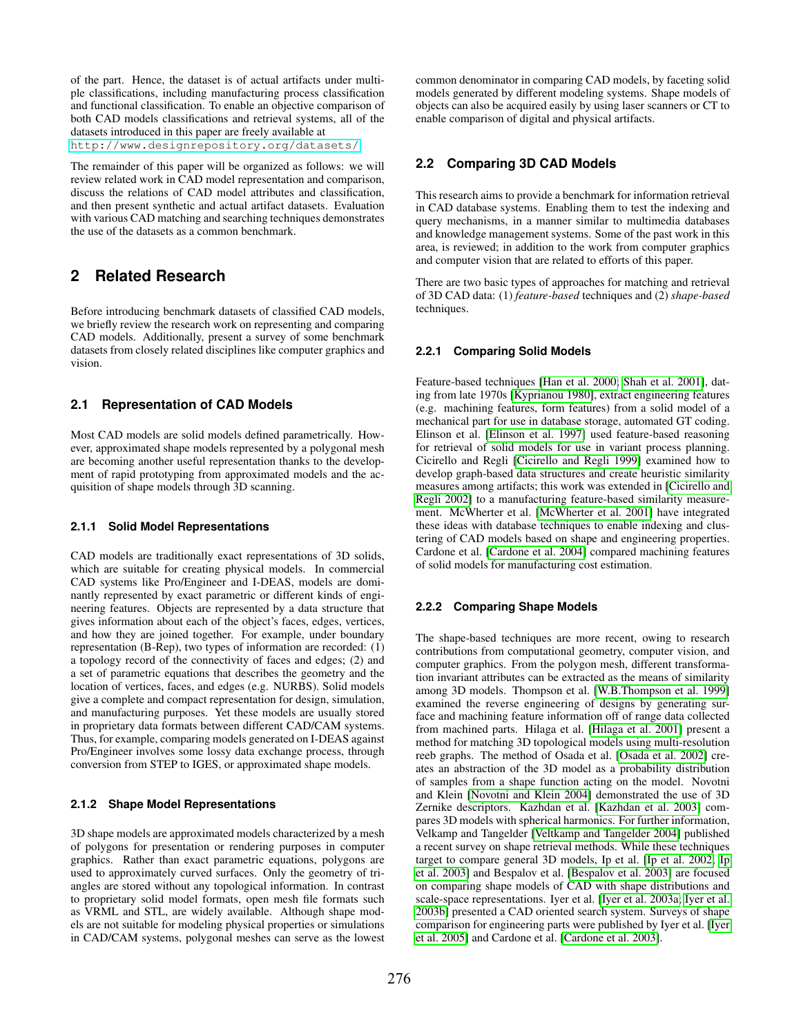of the part. Hence, the dataset is of actual artifacts under multiple classifications, including manufacturing process classification and functional classification. To enable an objective comparison of both CAD models classifications and retrieval systems, all of the datasets introduced in this paper are freely available at http://www.designrepository.org/datasets/

The remainder of this paper will be organized as follows: we will review related work in CAD model representation and comparison, discuss the relations of CAD model attributes and classification, and then present synthetic and actual artifact datasets. Evaluation with various CAD matching and searching techniques demonstrates the use of the datasets as a common benchmark.

## 2 Related Research

Before introducing benchmark datasets of classified CAD models, we briefly review the research work on representing and comparing CAD models. Additionally, present a survey of some benchmark datasets from closely related disciplines like computer graphics and vision.

### 2.1 Representation of CAD Models

Most CAD models are solid models defined parametrically. However, approximated shape models represented by a polygonal mesh are becoming another useful representation thanks to the development of rapid prototyping from approximated models and the acquisition of shape models through 3D scanning.

#### 2.1.1 Solid Model Representations

CAD models are traditionally exact representations of 3D solids, which are suitable for creating physical models. In commercial CAD systems like Pro/Engineer and I-DEAS, models are dominantly represented by exact parametric or different kinds of engineering features. Objects are represented by a data structure that gives information about each of the object's faces, edges, vertices, and how they are joined together. For example, under boundary representation (B-Rep), two types of information are recorded: (1) a topology record of the connectivity of faces and edges; (2) and a set of parametric equations that describes the geometry and the location of vertices, faces, and edges (e.g. NURBS). Solid models give a complete and compact representation for design, simulation, and manufacturing purposes. Yet these models are usually stored in proprietary data formats between different CAD/CAM systems. Thus, for example, comparing models generated on I-DEAS against Pro/Engineer involves some lossy data exchange process, through conversion from STEP to IGES, or approximated shape models.

#### 2.1.2 Shape Model Representations

3D shape models are approximated models characterized by a mesh of polygons for presentation or rendering purposes in computer graphics. Rather than exact parametric equations, polygons are used to approximately curved surfaces. Only the geometry of triangles are stored without any topological information. In contrast to proprietary solid model formats, open mesh file formats such as VRML and STL, are widely available. Although shape models are not suitable for modeling physical properties or simulations in CAD/CAM systems, polygonal meshes can serve as the lowest common denominator in comparing CAD models, by faceting solid models generated by different modeling systems. Shape models of objects can also be acquired easily by using laser scanners or CT to enable comparison of digital and physical artifacts.

### 2.2 Comparing 3D CAD Models

This research aims to provide a benchmark for information retrieval in CAD database systems. Enabling them to test the indexing and query mechanisms, in a manner similar to multimedia databases and knowledge management systems. Some of the past work in this area, is reviewed; in addition to the work from computer graphics and computer vision that are related to efforts of this paper.

There are two basic types of approaches for matching and retrieval of 3D CAD data: (1) *feature-based* techniques and (2) *shape-based* techniques.

#### 2.2.1 Comparing Solid Models

Feature-based techniques [Han et al. 2000; Shah et al. 2001], dating from late 1970s [Kyprianou 1980], extract engineering features (e.g. machining features, form features) from a solid model of a mechanical part for use in database storage, automated GT coding. Elinson et al. [Elinson et al. 1997] used feature-based reasoning for retrieval of solid models for use in variant process planning. Cicirello and Regli [Cicirello and Regli 1999] examined how to develop graph-based data structures and create heuristic similarity measures among artifacts; this work was extended in [Cicirello and Regli 2002] to a manufacturing feature-based similarity measurement. McWherter et al. [McWherter et al. 2001] have integrated these ideas with database techniques to enable indexing and clustering of CAD models based on shape and engineering properties. Cardone et al. [Cardone et al. 2004] compared machining features of solid models for manufacturing cost estimation.

#### 2.2.2 Comparing Shape Models

The shape-based techniques are more recent, owing to research contributions from computational geometry, computer vision, and computer graphics. From the polygon mesh, different transformation invariant attributes can be extracted as the means of similarity among 3D models. Thompson et al. [W.B.Thompson et al. 1999] examined the reverse engineering of designs by generating surface and machining feature information off of range data collected from machined parts. Hilaga et al. [Hilaga et al. 2001] present a method for matching 3D topological models using multi-resolution reeb graphs. The method of Osada et al. [Osada et al. 2002] creates an abstraction of the 3D model as a probability distribution of samples from a shape function acting on the model. Novotni and Klein [Novotni and Klein 2004] demonstrated the use of 3D Zernike descriptors. Kazhdan et al. [Kazhdan et al. 2003] compares 3D models with spherical harmonics. For further information, Velkamp and Tangelder [Veltkamp and Tangelder 2004] published a recent survey on shape retrieval methods. While these techniques target to compare general 3D models, Ip et al. [Ip et al. 2002; Ip et al. 2003] and Bespalov et al. [Bespalov et al. 2003] are focused on comparing shape models of CAD with shape distributions and scale-space representations. Iyer et al. [Iyer et al. 2003a; Iyer et al. 2003b] presented a CAD oriented search system. Surveys of shape comparison for engineering parts were published by Iyer et al. [Iyer et al. 2005] and Cardone et al. [Cardone et al. 2003].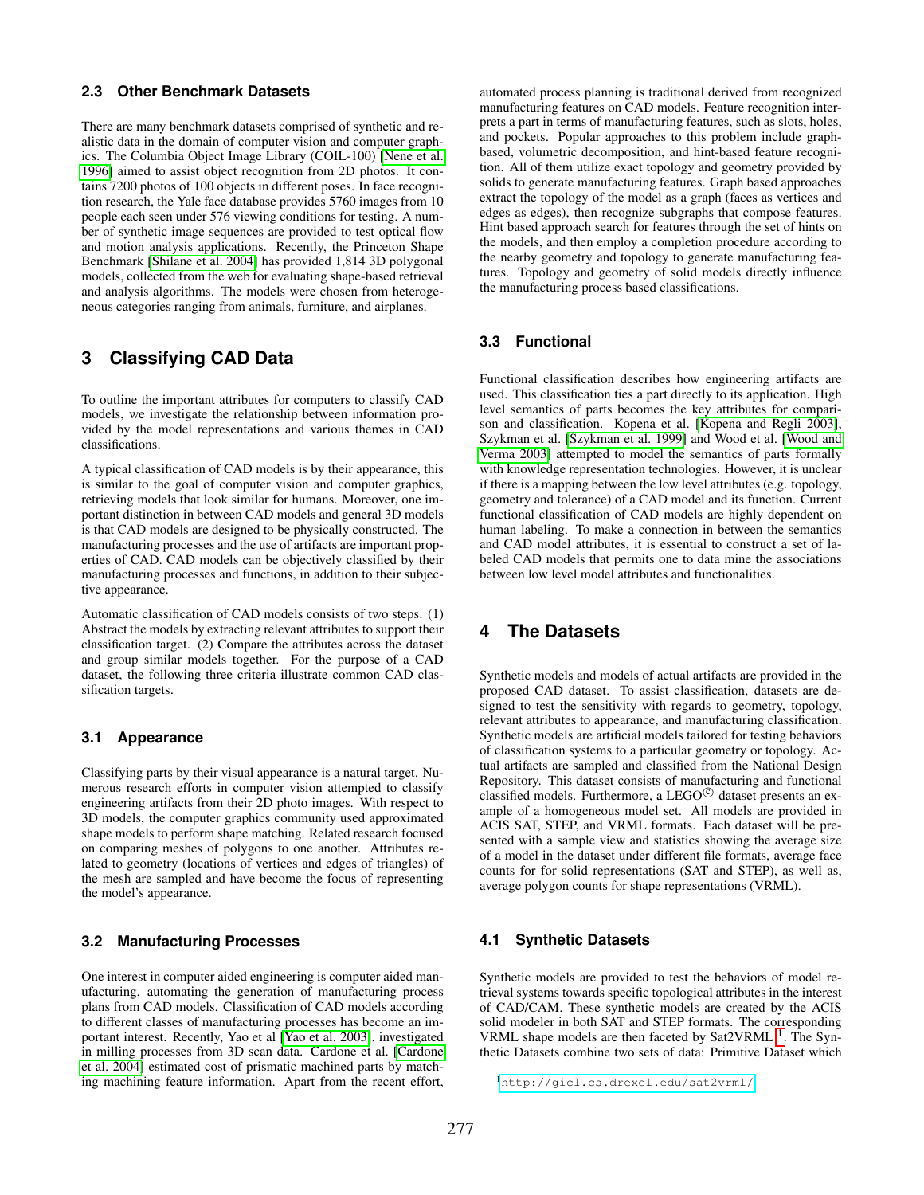### 2.3 Other Benchmark Datasets

There are many benchmark datasets comprised of synthetic and realistic data in the domain of computer vision and computer graphics. The Columbia Object Image Library (COIL-100) [Nene et al. 1996] aimed to assist object recognition from 2D photos. It contains 7200 photos of 100 objects in different poses. In face recognition research, the Yale face database provides 5760 images from 10 people each seen under 576 viewing conditions for testing. A number of synthetic image sequences are provided to test optical flow and motion analysis applications. Recently, the Princeton Shape Benchmark [Shilane et al. 2004] has provided 1,814 3D polygonal models, collected from the web for evaluating shape-based retrieval and analysis algorithms. The models were chosen from heterogeneous categories ranging from animals, furniture, and airplanes.

## 3 Classifying CAD Data

To outline the important attributes for computers to classify CAD models, we investigate the relationship between information provided by the model representations and various themes in CAD classifications.

A typical classification of CAD models is by their appearance, this is similar to the goal of computer vision and computer graphics, retrieving models that look similar for humans. Moreover, one important distinction in between CAD models and general 3D models is that CAD models are designed to be physically constructed. The manufacturing processes and the use of artifacts are important properties of CAD. CAD models can be objectively classified by their manufacturing processes and functions, in addition to their subjective appearance.

Automatic classification of CAD models consists of two steps. (1) Abstract the models by extracting relevant attributes to support their classification target. (2) Compare the attributes across the dataset and group similar models together. For the purpose of a CAD dataset, the following three criteria illustrate common CAD classification targets.

### 3.1 Appearance

Classifying parts by their visual appearance is a natural target. Numerous research efforts in computer vision attempted to classify engineering artifacts from their 2D photo images. With respect to 3D models, the computer graphics community used approximated shape models to perform shape matching. Related research focused on comparing meshes of polygons to one another. Attributes related to geometry (locations of vertices and edges of triangles) of the mesh are sampled and have become the focus of representing the model's appearance.

### 3.2 Manufacturing Processes

One interest in computer aided engineering is computer aided manufacturing, automating the generation of manufacturing process plans from CAD models. Classification of CAD models according to different classes of manufacturing processes has become an important interest. Recently, Yao et al [Yao et al. 2003]. investigated in milling processes from 3D scan data. Cardone et al. [Cardone et al. 2004] estimated cost of prismatic machined parts by matching machining feature information. Apart from the recent effort, automated process planning is traditional derived from recognized manufacturing features on CAD models. Feature recognition interprets a part in terms of manufacturing features, such as slots, holes, and pockets. Popular approaches to this problem include graph-based, volumetric decomposition, and hint-based feature recognition. All of them utilize exact topology and geometry provided by solids to generate manufacturing features. Graph based approaches extract the topology of the model as a graph (faces as vertices and edges as edges), then recognize subgraphs that compose features. Hint based approach search for features through the set of hints on the models, and then employ a completion procedure according to the nearby geometry and topology to generate manufacturing features. Topology and geometry of solid models directly influence the manufacturing process based classifications.

### 3.3 Functional

Functional classification describes how engineering artifacts are used. This classification ties a part directly to its application. High level semantics of parts becomes the key attributes for comparison and classification. Kopena et al. [Kopena and Regli 2003], Szykman et al. [Szykman et al. 1999] and Wood et al. [Wood and Verma 2003] attempted to model the semantics of parts formally with knowledge representation technologies. However, it is unclear if there is a mapping between the low level attributes (e.g. topology, geometry and tolerance) of a CAD model and its function. Current functional classification of CAD models are highly dependent on human labeling. To make a connection in between the semantics and CAD model attributes, it is essential to construct a set of labeled CAD models that permits one to data mine the associations between low level model attributes and functionalities.

## 4 The Datasets

Synthetic models and models of actual artifacts are provided in the proposed CAD dataset. To assist classification, datasets are designed to test the sensitivity with regards to geometry, topology, relevant attributes to appearance, and manufacturing classification. Synthetic models are artificial models tailored for testing behaviors of classification systems to a particular geometry or topology. Actual artifacts are sampled and classified from the National Design Repository. This dataset consists of manufacturing and functional classified models. Furthermore, a LEGO© dataset presents an example of a homogeneous model set. All models are provided in ACIS SAT, STEP, and VRML formats. Each dataset will be presented with a sample view and statistics showing the average size of a model in the dataset under different file formats, average face counts for for solid representations (SAT and STEP), as well as, average polygon counts for shape representations (VRML).

### 4.1 Synthetic Datasets

Synthetic models are provided to test the behaviors of model retrieval systems towards specific topological attributes in the interest of CAD/CAM. These synthetic models are created by the ACIS solid modeler in both SAT and STEP formats. The corresponding VRML shape models are then faceted by Sat2VRML [1]. The Synthetic Datasets combine two sets of data: Primitive Dataset which

[1] http://gicl.cs.drexel.edu/sat2vrml/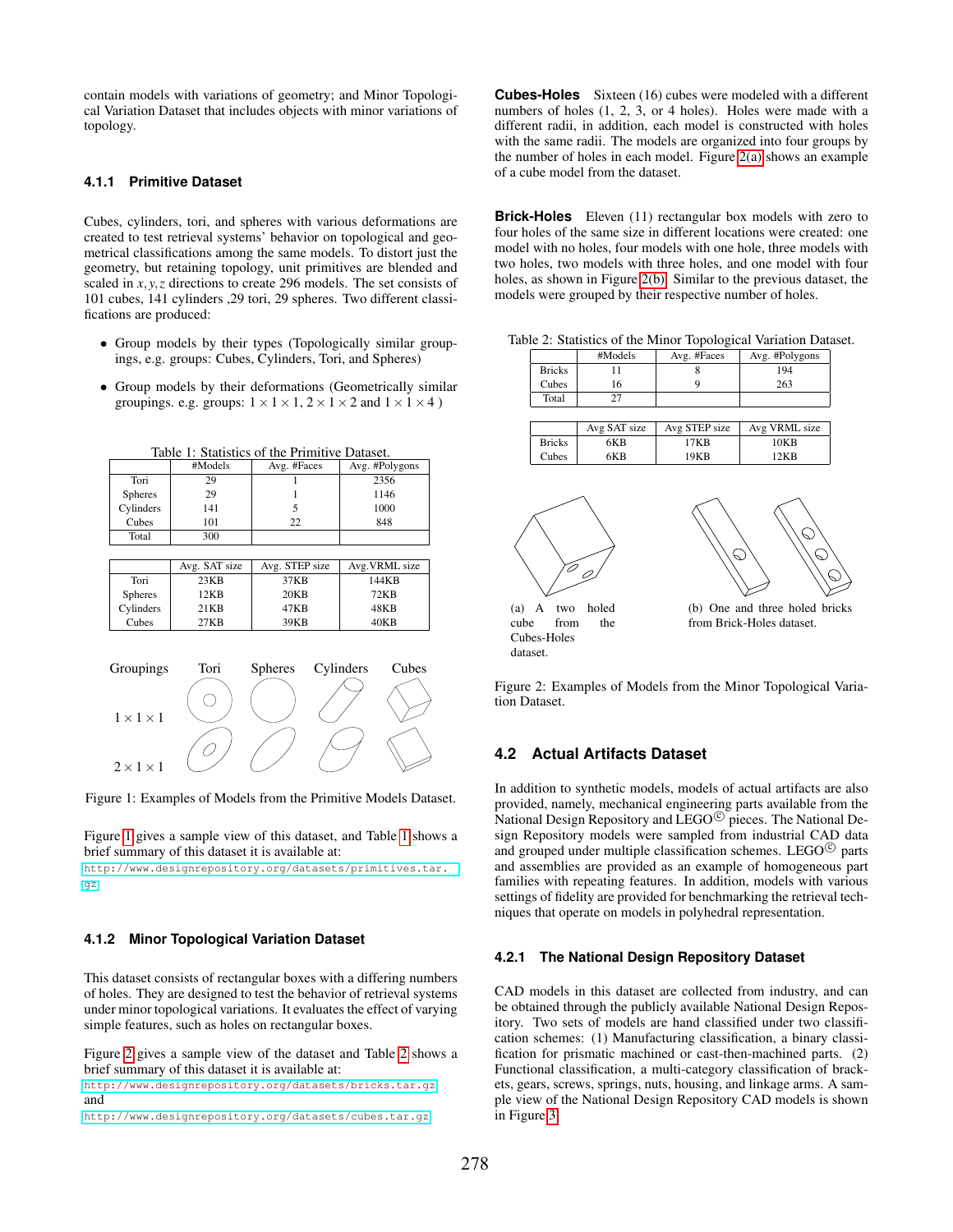contain models with variations of geometry; and Minor Topological Variation Dataset that includes objects with minor variations of topology.

### 4.1.1 Primitive Dataset

Cubes, cylinders, tori, and spheres with various deformations are created to test retrieval systems' behavior on topological and geometrical classifications among the same models. To distort just the geometry, but retaining topology, unit primitives are blended and scaled in $x, y, z$ directions to create 296 models. The set consists of 101 cubes, 141 cylinders ,29 tori, 29 spheres. Two different classifications are produced:

- Group models by their types (Topologically similar groupings, e.g. groups: Cubes, Cylinders, Tori, and Spheres)
- Group models by their deformations (Geometrically similar groupings. e.g. groups: $1 \times 1 \times 1$, $2 \times 1 \times 2$ and $1 \times 1 \times 4$ )

Table 1: Statistics of the Primitive Dataset.

| | #Models | Avg. #Faces | Avg. #Polygons |
|---|---|---|---|
| Tori | 29 | 1 | 2356 |
| Spheres | 29 | 1 | 1146 |
| Cylinders | 141 | 5 | 1000 |
| Cubes | 101 | 22 | 848 |
| Total | 300 | | |

| | Avg. SAT size | Avg. STEP size | Avg.VRML size |
|---|---|---|---|
| Tori | 23KB | 37KB | 144KB |
| Spheres | 12KB | 20KB | 72KB |
| Cylinders | 21KB | 47KB | 48KB |
| Cubes | 27KB | 39KB | 40KB |

Figure 1: Examples of Models from the Primitive Models Dataset.

Figure 1 gives a sample view of this dataset, and Table 1 shows a brief summary of this dataset it is available at:
http://www.designrepository.org/datasets/primitives.tar.gz

### 4.1.2 Minor Topological Variation Dataset

This dataset consists of rectangular boxes with a differing numbers of holes. They are designed to test the behavior of retrieval systems under minor topological variations. It evaluates the effect of varying simple features, such as holes on rectangular boxes.

Figure 2 gives a sample view of the dataset and Table 2 shows a brief summary of this dataset it is available at:
http://www.designrepository.org/datasets/bricks.tar.gz
and
http://www.designrepository.org/datasets/cubes.tar.gz

**Cubes-Holes** Sixteen (16) cubes were modeled with a different numbers of holes (1, 2, 3, or 4 holes). Holes were made with a different radii, in addition, each model is constructed with holes with the same radii. The models are organized into four groups by the number of holes in each model. Figure 2(a) shows an example of a cube model from the dataset.

**Brick-Holes** Eleven (11) rectangular box models with zero to four holes of the same size in different locations were created: one model with no holes, four models with one hole, three models with two holes, two models with three holes, and one model with four holes, as shown in Figure 2(b). Similar to the previous dataset, the models were grouped by their respective number of holes.

Table 2: Statistics of the Minor Topological Variation Dataset.

| | #Models | Avg. #Faces | Avg. #Polygons |
|---|---|---|---|
| Bricks | 11 | 8 | 194 |
| Cubes | 16 | 9 | 263 |
| Total | 27 | | |

| | Avg SAT size | Avg STEP size | Avg VRML size |
|---|---|---|---|
| Bricks | 6KB | 17KB | 10KB |
| Cubes | 6KB | 19KB | 12KB |

(a) A two holed cube from the Cubes-Holes dataset.

(b) One and three holed bricks from Brick-Holes dataset.

Figure 2: Examples of Models from the Minor Topological Variation Dataset.

## 4.2 Actual Artifacts Dataset

In addition to synthetic models, models of actual artifacts are also provided, namely, mechanical engineering parts available from the National Design Repository and LEGO© pieces. The National Design Repository models were sampled from industrial CAD data and grouped under multiple classification schemes. LEGO© parts and assemblies are provided as an example of homogeneous part families with repeating features. In addition, models with various settings of fidelity are provided for benchmarking the retrieval techniques that operate on models in polyhedral representation.

### 4.2.1 The National Design Repository Dataset

CAD models in this dataset are collected from industry, and can be obtained through the publicly available National Design Repository. Two sets of models are hand classified under two classification schemes: (1) Manufacturing classification, a binary classification for prismatic machined or cast-then-machined parts. (2) Functional classification, a multi-category classification of brackets, gears, screws, springs, nuts, housing, and linkage arms. A sample view of the National Design Repository CAD models is shown in Figure 3.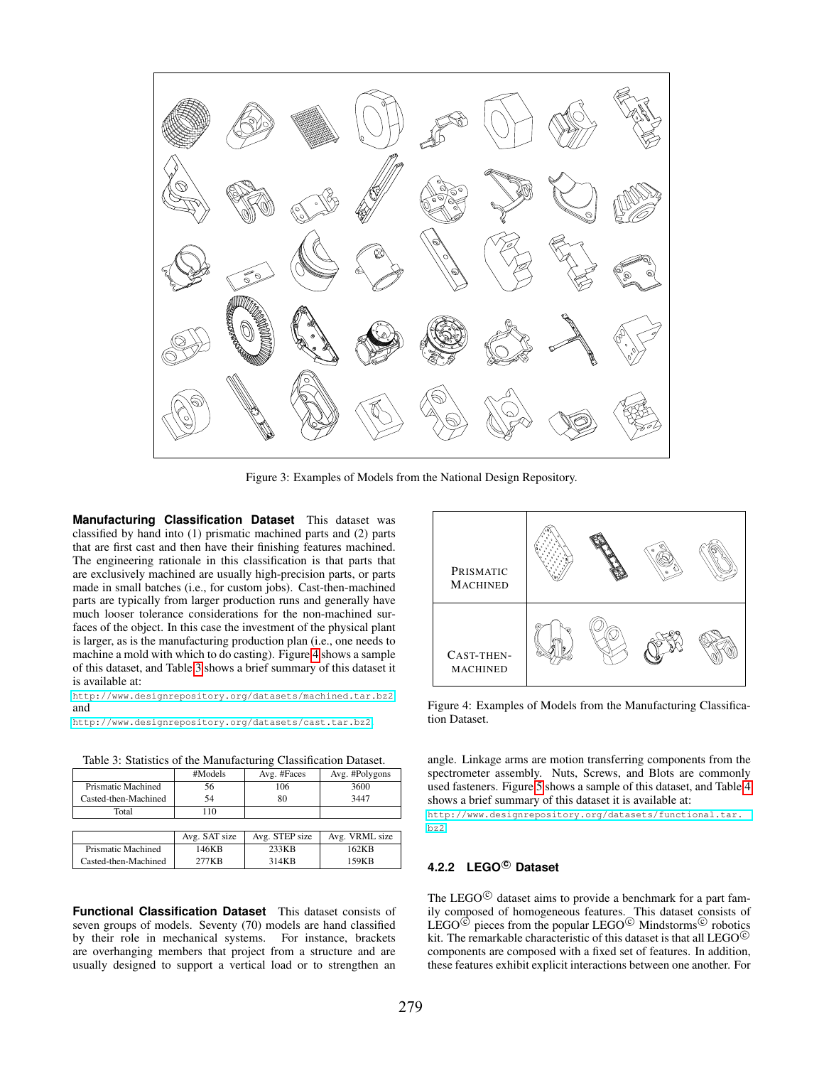Figure 3: Examples of Models from the National Design Repository.

**Manufacturing Classification Dataset** This dataset was classified by hand into (1) prismatic machined parts and (2) parts that are first cast and then have their finishing features machined. The engineering rationale in this classification is that parts that are exclusively machined are usually high-precision parts, or parts made in small batches (i.e., for custom jobs). Cast-then-machined parts are typically from larger production runs and generally have much looser tolerance considerations for the non-machined surfaces of the object. In this case the investment of the physical plant is larger, as is the manufacturing production plan (i.e., one needs to machine a mold with which to do casting). Figure 4 shows a sample of this dataset, and Table 3 shows a brief summary of this dataset it is available at:
http://www.designrepository.org/datasets/machined.tar.bz2
and
http://www.designrepository.org/datasets/cast.tar.bz2

Table 3: Statistics of the Manufacturing Classification Dataset.

| | #Models | Avg. #Faces | Avg. #Polygons |
|---|---|---|---|
| Prismatic Machined | 56 | 106 | 3600 |
| Casted-then-Machined | 54 | 80 | 3447 |
| Total | 110 | | |

| | Avg. SAT size | Avg. STEP size | Avg. VRML size |
|---|---|---|---|
| Prismatic Machined | 146KB | 233KB | 162KB |
| Casted-then-Machined | 277KB | 314KB | 159KB |

**Functional Classification Dataset** This dataset consists of seven groups of models. Seventy (70) models are hand classified by their role in mechanical systems. For instance, brackets are overhanging members that project from a structure and are usually designed to support a vertical load or to strengthen an angle. Linkage arms are motion transferring components from the spectrometer assembly. Nuts, Screws, and Blots are commonly used fasteners. Figure 5 shows a sample of this dataset, and Table 4 shows a brief summary of this dataset it is available at:
http://www.designrepository.org/datasets/functional.tar.bz2

PRISMATIC MACHINED

CAST-THEN-MACHINED

Figure 4: Examples of Models from the Manufacturing Classification Dataset.

#### 4.2.2 LEGO© Dataset

The LEGO© dataset aims to provide a benchmark for a part family composed of homogeneous features. This dataset consists of LEGO© pieces from the popular LEGO© Mindstorms© robotics kit. The remarkable characteristic of this dataset is that all LEGO© components are composed with a fixed set of features. In addition, these features exhibit explicit interactions between one another. For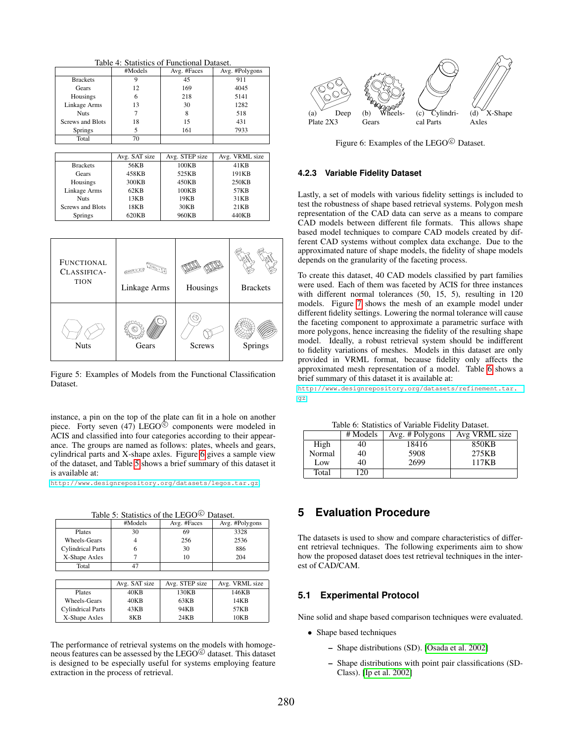Table 4: Statistics of Functional Dataset.

|  | #Models | Avg. #Faces | Avg. #Polygons |
|---|---|---|---|
| Brackets | 9 | 45 | 911 |
| Gears | 12 | 169 | 4045 |
| Housings | 6 | 218 | 5141 |
| Linkage Arms | 13 | 30 | 1282 |
| Nuts | 7 | 8 | 518 |
| Screws and Blots | 18 | 15 | 431 |
| Springs | 5 | 161 | 7933 |
| Total | 70 |  |  |

|  | Avg. SAT size | Avg. STEP size | Avg. VRML size |
|---|---|---|---|
| Brackets | 56KB | 100KB | 41KB |
| Gears | 458KB | 525KB | 191KB |
| Housings | 300KB | 450KB | 250KB |
| Linkage Arms | 62KB | 100KB | 57KB |
| Nuts | 13KB | 19KB | 31KB |
| Screws and Blots | 18KB | 30KB | 21KB |
| Springs | 620KB | 960KB | 440KB |

| FUNCTIONAL CLASSIFICATION | Linkage Arms | Housings | Brackets |
|---|---|---|---|
| Nuts | Gears | Screws | Springs |

Figure 5: Examples of Models from the Functional Classification Dataset.

instance, a pin on the top of the plate can fit in a hole on another piece. Forty seven (47) LEGO© components were modeled in ACIS and classified into four categories according to their appearance. The groups are named as follows: plates, wheels and gears, cylindrical parts and X-shape axles. Figure 6 gives a sample view of the dataset, and Table 5 shows a brief summary of this dataset it is available at:
http://www.designrepository.org/datasets/legos.tar.gz

Table 5: Statistics of the LEGO© Dataset.

|  | #Models | Avg. #Faces | Avg. #Polygons |
|---|---|---|---|
| Plates | 30 | 69 | 3328 |
| Wheels-Gears | 4 | 256 | 2536 |
| Cylindrical Parts | 6 | 30 | 886 |
| X-Shape Axles | 7 | 10 | 204 |
| Total | 47 |  |  |

|  | Avg. SAT size | Avg. STEP size | Avg. VRML size |
|---|---|---|---|
| Plates | 40KB | 130KB | 146KB |
| Wheels-Gears | 40KB | 63KB | 14KB |
| Cylindrical Parts | 43KB | 94KB | 57KB |
| X-Shape Axles | 8KB | 24KB | 10KB |

The performance of retrieval systems on the models with homogeneous features can be assessed by the LEGO© dataset. This dataset is designed to be especially useful for systems employing feature extraction in the process of retrieval.

(a) Deep Plate 2X3 (b) Wheels-Gears (c) Cylindrical Parts (d) X-Shape Axles

Figure 6: Examples of the LEGO© Dataset.

### 4.2.3 Variable Fidelity Dataset

Lastly, a set of models with various fidelity settings is included to test the robustness of shape based retrieval systems. Polygon mesh representation of the CAD data can serve as a means to compare CAD models between different file formats. This allows shape based model techniques to compare CAD models created by different CAD systems without complex data exchange. Due to the approximated nature of shape models, the fidelity of shape models depends on the granularity of the faceting process.

To create this dataset, 40 CAD models classified by part families were used. Each of them was faceted by ACIS for three instances with different normal tolerances (50, 15, 5), resulting in 120 models. Figure 7 shows the mesh of an example model under different fidelity settings. Lowering the normal tolerance will cause the faceting component to approximate a parametric surface with more polygons, hence increasing the fidelity of the resulting shape model. Ideally, a robust retrieval system should be indifferent to fidelity variations of meshes. Models in this dataset are only provided in VRML format, because fidelity only affects the approximated mesh representation of a model. Table 6 shows a brief summary of this dataset it is available at:
http://www.designrepository.org/datasets/refinement.tar.gz

Table 6: Statistics of Variable Fidelity Dataset.

|  | # Models | Avg. # Polygons | Avg VRML size |
|---|---|---|---|
| High | 40 | 18416 | 850KB |
| Normal | 40 | 5908 | 275KB |
| Low | 40 | 2699 | 117KB |
| Total | 120 |  |  |

## 5 Evaluation Procedure

The datasets is used to show and compare characteristics of different retrieval techniques. The following experiments aim to show how the proposed dataset does test retrieval techniques in the interest of CAD/CAM.

### 5.1 Experimental Protocol

Nine solid and shape based comparison techniques were evaluated.

- Shape based techniques
  - Shape distributions (SD). [Osada et al. 2002]
  - Shape distributions with point pair classifications (SD-Class). [Ip et al. 2002]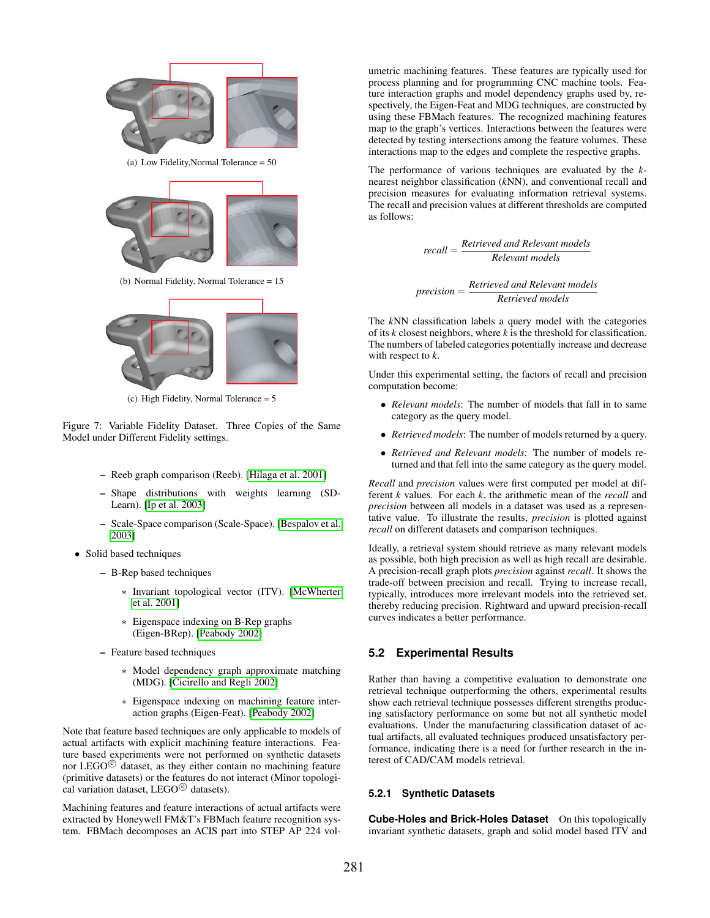(a) Low Fidelity,Normal Tolerance = 50

(b) Normal Fidelity, Normal Tolerance = 15

(c) High Fidelity, Normal Tolerance = 5

Figure 7: Variable Fidelity Dataset. Three Copies of the Same Model under Different Fidelity settings.

  - Reeb graph comparison (Reeb). [Hilaga et al. 2001]
  - Shape distributions with weights learning (SD-Learn). [Ip et al. 2003]
  - Scale-Space comparison (Scale-Space). [Bespalov et al. 2003]

- Solid based techniques
  - B-Rep based techniques
    - Invariant topological vector (ITV). [McWherter et al. 2001]
    - Eigenspace indexing on B-Rep graphs (Eigen-BRep). [Peabody 2002]
  - Feature based techniques
    - Model dependency graph approximate matching (MDG). [Cicirello and Regli 2002]
    - Eigenspace indexing on machining feature interaction graphs (Eigen-Feat). [Peabody 2002]

Note that feature based techniques are only applicable to models of actual artifacts with explicit machining feature interactions. Feature based experiments were not performed on synthetic datasets nor LEGO© dataset, as they either contain no machining feature (primitive datasets) or the features do not interact (Minor topological variation dataset, LEGO© datasets).

Machining features and feature interactions of actual artifacts were extracted by Honeywell FM&T's FBMach feature recognition system. FBMach decomposes an ACIS part into STEP AP 224 volumetric machining features. These features are typically used for process planning and for programming CNC machine tools. Feature interaction graphs and model dependency graphs used by, respectively, the Eigen-Feat and MDG techniques, are constructed by using these FBMach features. The recognized machining features map to the graph's vertices. Interactions between the features were detected by testing intersections among the feature volumes. These interactions map to the edges and complete the respective graphs.

The performance of various techniques are evaluated by the $k$-nearest neighbor classification ($k$NN), and conventional recall and precision measures for evaluating information retrieval systems. The recall and precision values at different thresholds are computed as follows:

$$recall = \frac{\textit{Retrieved and Relevant models}}{\textit{Relevant models}}$$

$$precision = \frac{\textit{Retrieved and Relevant models}}{\textit{Retrieved models}}$$

The $k$NN classification labels a query model with the categories of its $k$ closest neighbors, where $k$ is the threshold for classification. The numbers of labeled categories potentially increase and decrease with respect to $k$.

Under this experimental setting, the factors of recall and precision computation become:

- *Relevant models*: The number of models that fall in to same category as the query model.
- *Retrieved models*: The number of models returned by a query.
- *Retrieved and Relevant models*: The number of models returned and that fell into the same category as the query model.

*Recall* and *precision* values were first computed per model at different $k$ values. For each $k$, the arithmetic mean of the *recall* and *precision* between all models in a dataset was used as a representative value. To illustrate the results, *precision* is plotted against *recall* on different datasets and comparison techniques.

Ideally, a retrieval system should retrieve as many relevant models as possible, both high precision as well as high recall are desirable. A precision-recall graph plots *precision* against *recall*. It shows the trade-off between precision and recall. Trying to increase recall, typically, introduces more irrelevant models into the retrieved set, thereby reducing precision. Rightward and upward precision-recall curves indicates a better performance.

## 5.2 Experimental Results

Rather than having a competitive evaluation to demonstrate one retrieval technique outperforming the others, experimental results show each retrieval technique possesses different strengths producing satisfactory performance on some but not all synthetic model evaluations. Under the manufacturing classification dataset of actual artifacts, all evaluated techniques produced unsatisfactory performance, indicating there is a need for further research in the interest of CAD/CAM models retrieval.

### 5.2.1 Synthetic Datasets

**Cube-Holes and Brick-Holes Dataset** On this topologically invariant synthetic datasets, graph and solid model based ITV and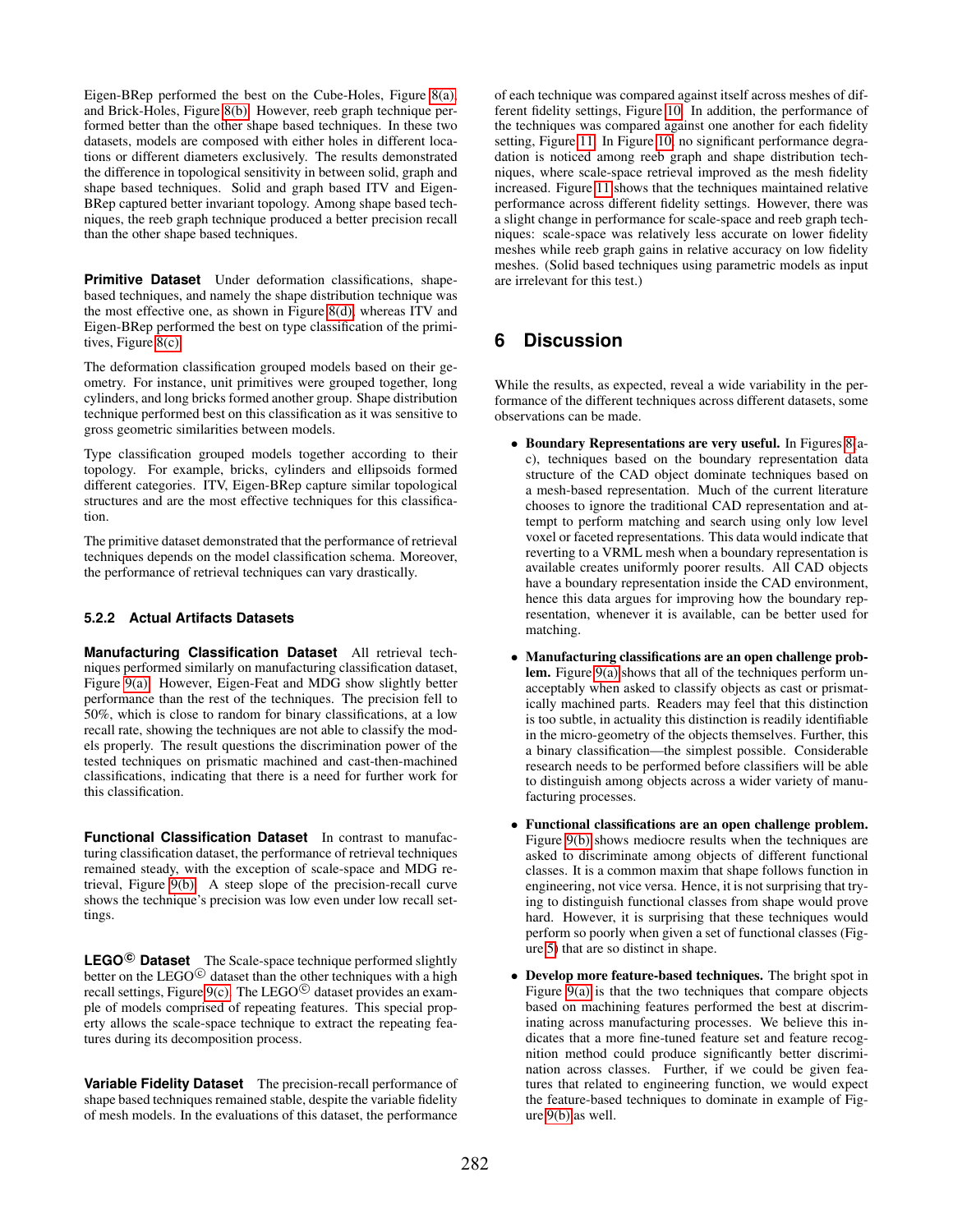Eigen-BRep performed the best on the Cube-Holes, Figure 8(a), and Brick-Holes, Figure 8(b). However, reeb graph technique performed better than the other shape based techniques. In these two datasets, models are composed with either holes in different locations or different diameters exclusively. The results demonstrated the difference in topological sensitivity in between solid, graph and shape based techniques. Solid and graph based ITV and Eigen-BRep captured better invariant topology. Among shape based techniques, the reeb graph technique produced a better precision recall than the other shape based techniques.

**Primitive Dataset** Under deformation classifications, shape-based techniques, and namely the shape distribution technique was the most effective one, as shown in Figure 8(d), whereas ITV and Eigen-BRep performed the best on type classification of the primitives, Figure 8(c).

The deformation classification grouped models based on their geometry. For instance, unit primitives were grouped together, long cylinders, and long bricks formed another group. Shape distribution technique performed best on this classification as it was sensitive to gross geometric similarities between models.

Type classification grouped models together according to their topology. For example, bricks, cylinders and ellipsoids formed different categories. ITV, Eigen-BRep capture similar topological structures and are the most effective techniques for this classification.

The primitive dataset demonstrated that the performance of retrieval techniques depends on the model classification schema. Moreover, the performance of retrieval techniques can vary drastically.

#### 5.2.2 Actual Artifacts Datasets

**Manufacturing Classification Dataset** All retrieval techniques performed similarly on manufacturing classification dataset, Figure 9(a). However, Eigen-Feat and MDG show slightly better performance than the rest of the techniques. The precision fell to 50%, which is close to random for binary classifications, at a low recall rate, showing the techniques are not able to classify the models properly. The result questions the discrimination power of the tested techniques on prismatic machined and cast-then-machined classifications, indicating that there is a need for further work for this classification.

**Functional Classification Dataset** In contrast to manufacturing classification dataset, the performance of retrieval techniques remained steady, with the exception of scale-space and MDG retrieval, Figure 9(b). A steep slope of the precision-recall curve shows the technique's precision was low even under low recall settings.

**LEGO© Dataset** The Scale-space technique performed slightly better on the LEGO© dataset than the other techniques with a high recall settings, Figure 9(c). The LEGO© dataset provides an example of models comprised of repeating features. This special property allows the scale-space technique to extract the repeating features during its decomposition process.

**Variable Fidelity Dataset** The precision-recall performance of shape based techniques remained stable, despite the variable fidelity of mesh models. In the evaluations of this dataset, the performance of each technique was compared against itself across meshes of different fidelity settings, Figure 10. In addition, the performance of the techniques was compared against one another for each fidelity setting, Figure 11. In Figure 10, no significant performance degradation is noticed among reeb graph and shape distribution techniques, where scale-space retrieval improved as the mesh fidelity increased. Figure 11 shows that the techniques maintained relative performance across different fidelity settings. However, there was a slight change in performance for scale-space and reeb graph techniques: scale-space was relatively less accurate on lower fidelity meshes while reeb graph gains in relative accuracy on low fidelity meshes. (Solid based techniques using parametric models as input are irrelevant for this test.)

## 6 Discussion

While the results, as expected, reveal a wide variability in the performance of the different techniques across different datasets, some observations can be made.

- **Boundary Representations are very useful.** In Figures 8 a-c), techniques based on the boundary representation data structure of the CAD object dominate techniques based on a mesh-based representation. Much of the current literature chooses to ignore the traditional CAD representation and attempt to perform matching and search using only low level voxel or faceted representations. This data would indicate that reverting to a VRML mesh when a boundary representation is available creates uniformly poorer results. All CAD objects have a boundary representation inside the CAD environment, hence this data argues for improving how the boundary representation, whenever it is available, can be better used for matching.
- **Manufacturing classifications are an open challenge problem.** Figure 9(a) shows that all of the techniques perform unacceptably when asked to classify objects as cast or prismatically machined parts. Readers may feel that this distinction is too subtle, in actuality this distinction is readily identifiable in the micro-geometry of the objects themselves. Further, this a binary classification—the simplest possible. Considerable research needs to be performed before classifiers will be able to distinguish among objects across a wider variety of manufacturing processes.
- **Functional classifications are an open challenge problem.** Figure 9(b) shows mediocre results when the techniques are asked to discriminate among objects of different functional classes. It is a common maxim that shape follows function in engineering, not vice versa. Hence, it is not surprising that trying to distinguish functional classes from shape would prove hard. However, it is surprising that these techniques would perform so poorly when given a set of functional classes (Figure 5) that are so distinct in shape.
- **Develop more feature-based techniques.** The bright spot in Figure 9(a) is that the two techniques that compare objects based on machining features performed the best at discriminating across manufacturing processes. We believe this indicates that a more fine-tuned feature set and feature recognition method could produce significantly better discrimination across classes. Further, if we could be given features that related to engineering function, we would expect the feature-based techniques to dominate in example of Figure 9(b) as well.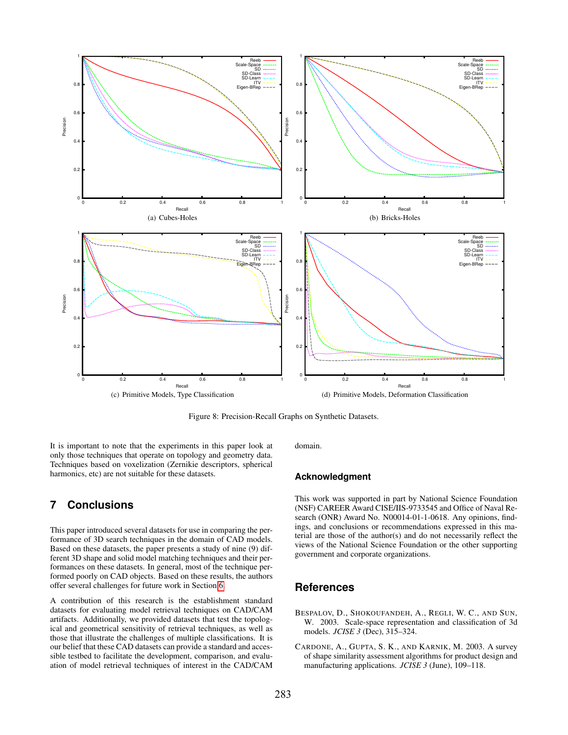(a) Cubes-Holes

(b) Bricks-Holes

(c) Primitive Models, Type Classification

(d) Primitive Models, Deformation Classification

Figure 8: Precision-Recall Graphs on Synthetic Datasets.

It is important to note that the experiments in this paper look at only those techniques that operate on topology and geometry data. Techniques based on voxelization (Zernikie descriptors, spherical harmonics, etc) are not suitable for these datasets.

## 7 Conclusions

This paper introduced several datasets for use in comparing the performance of 3D search techniques in the domain of CAD models. Based on these datasets, the paper presents a study of nine (9) different 3D shape and solid model matching techniques and their performances on these datasets. In general, most of the technique performed poorly on CAD objects. Based on these results, the authors offer several challenges for future work in Section 6.

A contribution of this research is the establishment standard datasets for evaluating model retrieval techniques on CAD/CAM artifacts. Additionally, we provided datasets that test the topological and geometrical sensitivity of retrieval techniques, as well as those that illustrate the challenges of multiple classifications. It is our belief that these CAD datasets can provide a standard and accessible testbed to facilitate the development, comparison, and evaluation of model retrieval techniques of interest in the CAD/CAM domain.

## Acknowledgment

This work was supported in part by National Science Foundation (NSF) CAREER Award CISE/IIS-9733545 and Office of Naval Research (ONR) Award No. N00014-01-1-0618. Any opinions, findings, and conclusions or recommendations expressed in this material are those of the author(s) and do not necessarily reflect the views of the National Science Foundation or the other supporting government and corporate organizations.

## References

Bespalov, D., Shokoufandeh, A., Regli, W. C., and Sun, W. 2003. Scale-space representation and classification of 3d models. *JCISE 3* (Dec), 315–324.

Cardone, A., Gupta, S. K., and Karnik, M. 2003. A survey of shape similarity assessment algorithms for product design and manufacturing applications. *JCISE 3* (June), 109–118.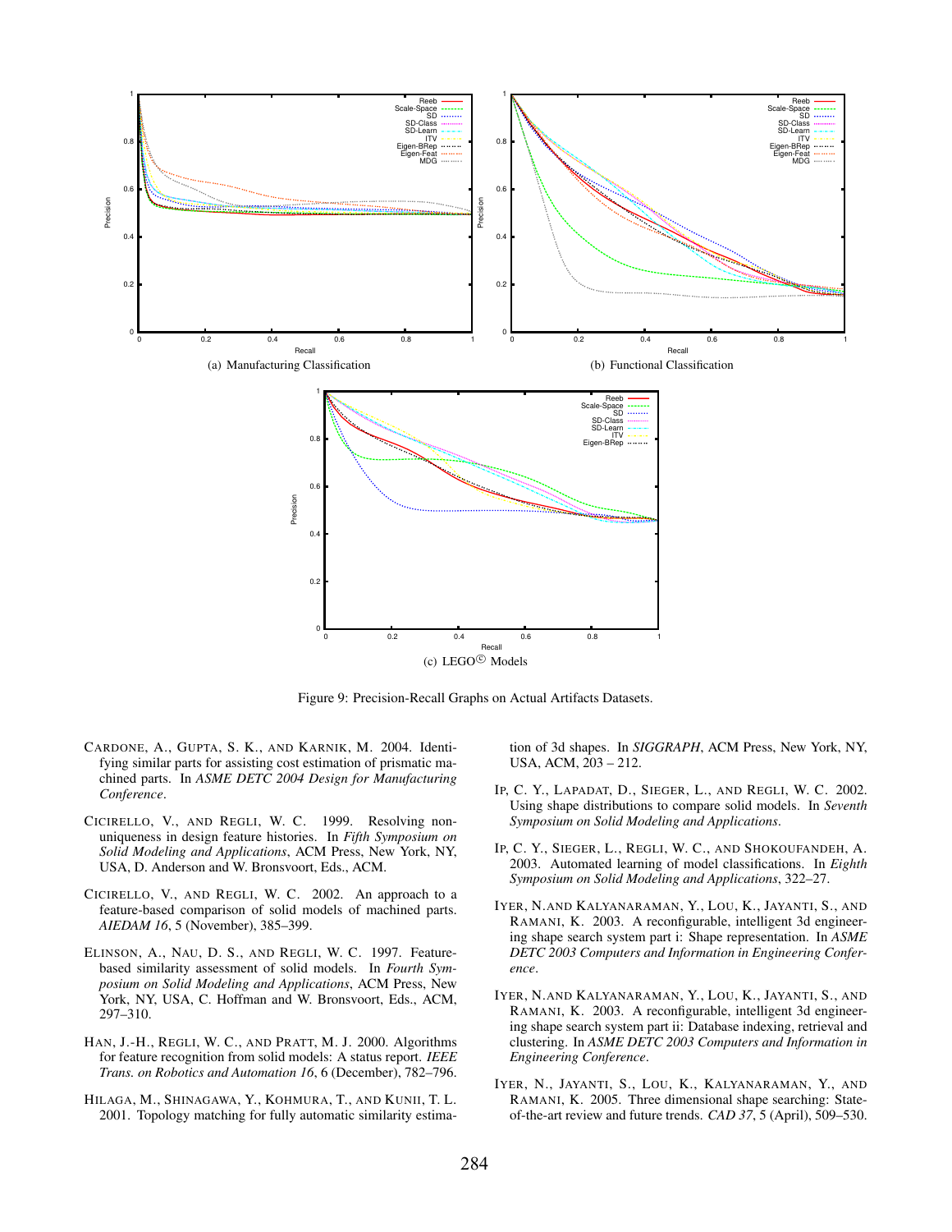(a) Manufacturing Classification

(b) Functional Classification

(c) LEGO© Models

Figure 9: Precision-Recall Graphs on Actual Artifacts Datasets.

CARDONE, A., GUPTA, S. K., AND KARNIK, M. 2004. Identifying similar parts for assisting cost estimation of prismatic machined parts. In *ASME DETC 2004 Design for Manufacturing Conference*.

CICIRELLO, V., AND REGLI, W. C. 1999. Resolving non-uniqueness in design feature histories. In *Fifth Symposium on Solid Modeling and Applications*, ACM Press, New York, NY, USA, D. Anderson and W. Bronsvoort, Eds., ACM.

CICIRELLO, V., AND REGLI, W. C. 2002. An approach to a feature-based comparison of solid models of machined parts. *AIEDAM 16*, 5 (November), 385–399.

ELINSON, A., NAU, D. S., AND REGLI, W. C. 1997. Feature-based similarity assessment of solid models. In *Fourth Symposium on Solid Modeling and Applications*, ACM Press, New York, NY, USA, C. Hoffman and W. Bronsvoort, Eds., ACM, 297–310.

HAN, J.-H., REGLI, W. C., AND PRATT, M. J. 2000. Algorithms for feature recognition from solid models: A status report. *IEEE Trans. on Robotics and Automation 16*, 6 (December), 782–796.

HILAGA, M., SHINAGAWA, Y., KOHMURA, T., AND KUNII, T. L. 2001. Topology matching for fully automatic similarity estimation of 3d shapes. In *SIGGRAPH*, ACM Press, New York, NY, USA, ACM, 203 – 212.

IP, C. Y., LAPADAT, D., SIEGER, L., AND REGLI, W. C. 2002. Using shape distributions to compare solid models. In *Seventh Symposium on Solid Modeling and Applications*.

IP, C. Y., SIEGER, L., REGLI, W. C., AND SHOKOUFANDEH, A. 2003. Automated learning of model classifications. In *Eighth Symposium on Solid Modeling and Applications*, 322–27.

IYER, N. AND KALYANARAMAN, Y., LOU, K., JAYANTI, S., AND RAMANI, K. 2003. A reconfigurable, intelligent 3d engineering shape search system part i: Shape representation. In *ASME DETC 2003 Computers and Information in Engineering Conference*.

IYER, N. AND KALYANARAMAN, Y., LOU, K., JAYANTI, S., AND RAMANI, K. 2003. A reconfigurable, intelligent 3d engineering shape search system part ii: Database indexing, retrieval and clustering. In *ASME DETC 2003 Computers and Information in Engineering Conference*.

IYER, N., JAYANTI, S., LOU, K., KALYANARAMAN, Y., AND RAMANI, K. 2005. Three dimensional shape searching: State-of-the-art review and future trends. *CAD 37*, 5 (April), 509–530.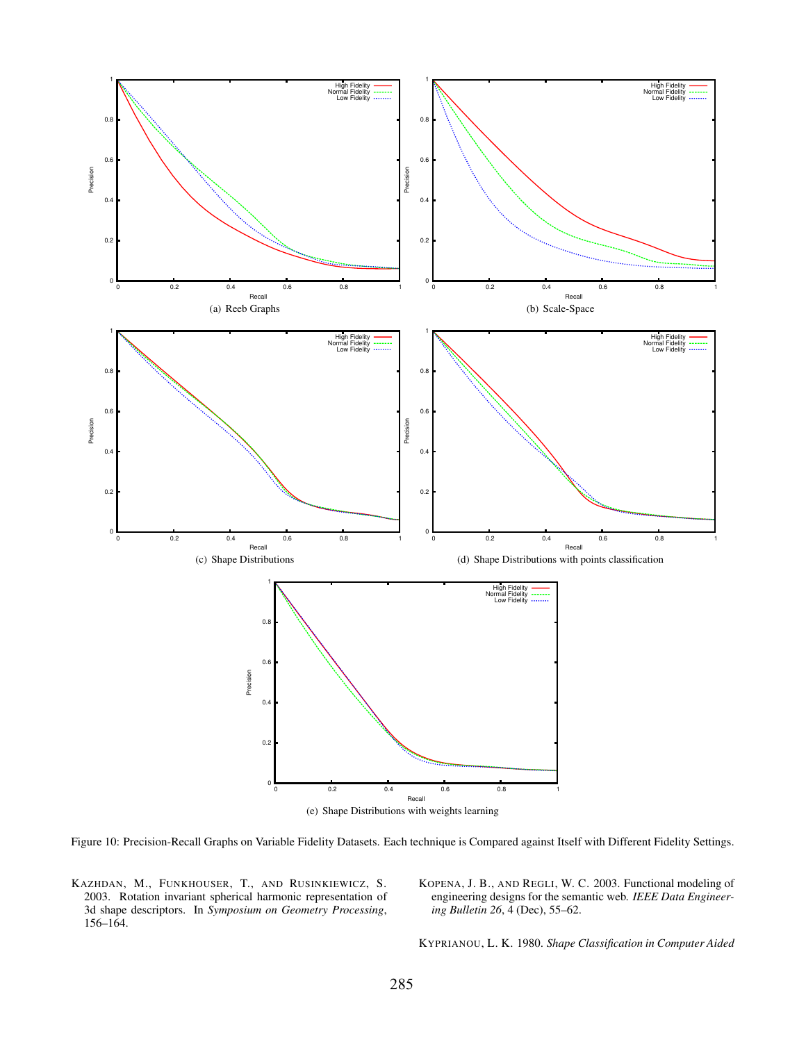(a) Reeb Graphs

(b) Scale-Space

(c) Shape Distributions

(d) Shape Distributions with points classification

(e) Shape Distributions with weights learning

Figure 10: Precision-Recall Graphs on Variable Fidelity Datasets. Each technique is Compared against Itself with Different Fidelity Settings.

KAZHDAN, M., FUNKHOUSER, T., AND RUSINKIEWICZ, S. 2003. Rotation invariant spherical harmonic representation of 3d shape descriptors. In *Symposium on Geometry Processing*, 156–164.

KOPENA, J. B., AND REGLI, W. C. 2003. Functional modeling of engineering designs for the semantic web. *IEEE Data Engineering Bulletin 26*, 4 (Dec), 55–62.

KYPRIANOU, L. K. 1980. *Shape Classification in Computer Aided*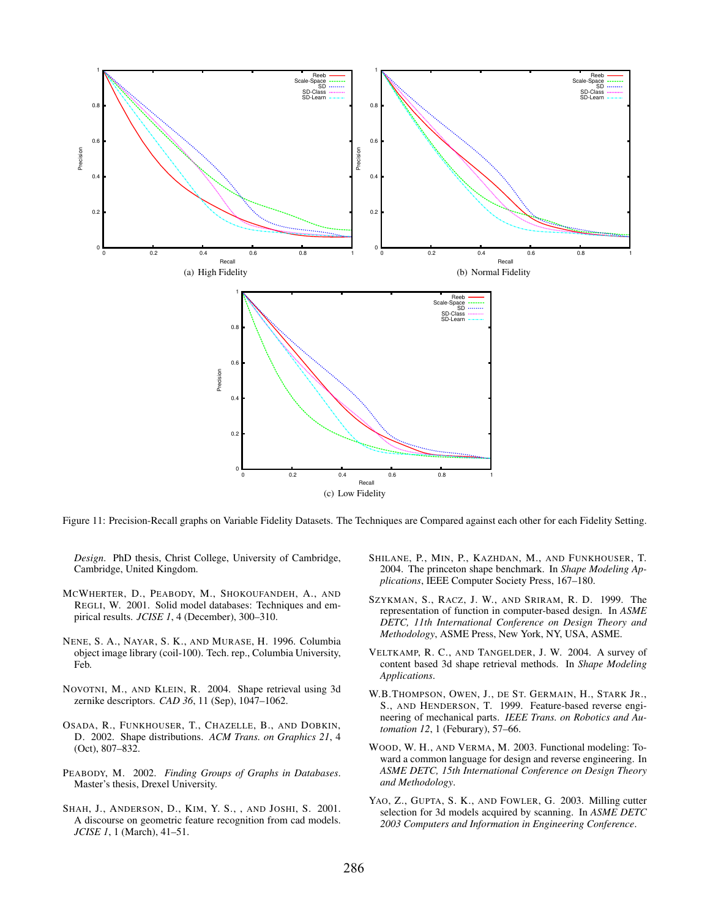Reeb
Scale-Space
SD
SD-Class
SD-Learn

Precision

Recall

0 0.2 0.4 0.6 0.8 1

(a) High Fidelity

Reeb
Scale-Space
SD
SD-Class
SD-Learn

Precision

Recall

0 0.2 0.4 0.6 0.8 1

(b) Normal Fidelity

Reeb
Scale-Space
SD
SD-Class
SD-Learn

Precision

Recall

0 0.2 0.4 0.6 0.8 1

(c) Low Fidelity

Figure 11: Precision-Recall graphs on Variable Fidelity Datasets. The Techniques are Compared against each other for each Fidelity Setting.

*Design*. PhD thesis, Christ College, University of Cambridge, Cambridge, United Kingdom.

MCWHERTER, D., PEABODY, M., SHOKOUFANDEH, A., AND REGLI, W. 2001. Solid model databases: Techniques and empirical results. *JCISE 1*, 4 (December), 300–310.

NENE, S. A., NAYAR, S. K., AND MURASE, H. 1996. Columbia object image library (coil-100). Tech. rep., Columbia University, Feb.

NOVOTNI, M., AND KLEIN, R. 2004. Shape retrieval using 3d zernike descriptors. *CAD 36*, 11 (Sep), 1047–1062.

OSADA, R., FUNKHOUSER, T., CHAZELLE, B., AND DOBKIN, D. 2002. Shape distributions. *ACM Trans. on Graphics 21*, 4 (Oct), 807–832.

PEABODY, M. 2002. *Finding Groups of Graphs in Databases*. Master's thesis, Drexel University.

SHAH, J., ANDERSON, D., KIM, Y. S., , AND JOSHI, S. 2001. A discourse on geometric feature recognition from cad models. *JCISE 1*, 1 (March), 41–51.

SHILANE, P., MIN, P., KAZHDAN, M., AND FUNKHOUSER, T. 2004. The princeton shape benchmark. In *Shape Modeling Applications*, IEEE Computer Society Press, 167–180.

SZYKMAN, S., RACZ, J. W., AND SRIRAM, R. D. 1999. The representation of function in computer-based design. In *ASME DETC, 11th International Conference on Design Theory and Methodology*, ASME Press, New York, NY, USA, ASME.

VELTKAMP, R. C., AND TANGELDER, J. W. 2004. A survey of content based 3d shape retrieval methods. In *Shape Modeling Applications*.

W.B.THOMPSON, OWEN, J., DE ST. GERMAIN, H., STARK JR., S., AND HENDERSON, T. 1999. Feature-based reverse engineering of mechanical parts. *IEEE Trans. on Robotics and Automation 12*, 1 (Feburary), 57–66.

WOOD, W. H., AND VERMA, M. 2003. Functional modeling: Toward a common language for design and reverse engineering. In *ASME DETC, 15th International Conference on Design Theory and Methodology*.

YAO, Z., GUPTA, S. K., AND FOWLER, G. 2003. Milling cutter selection for 3d models acquired by scanning. In *ASME DETC 2003 Computers and Information in Engineering Conference*.